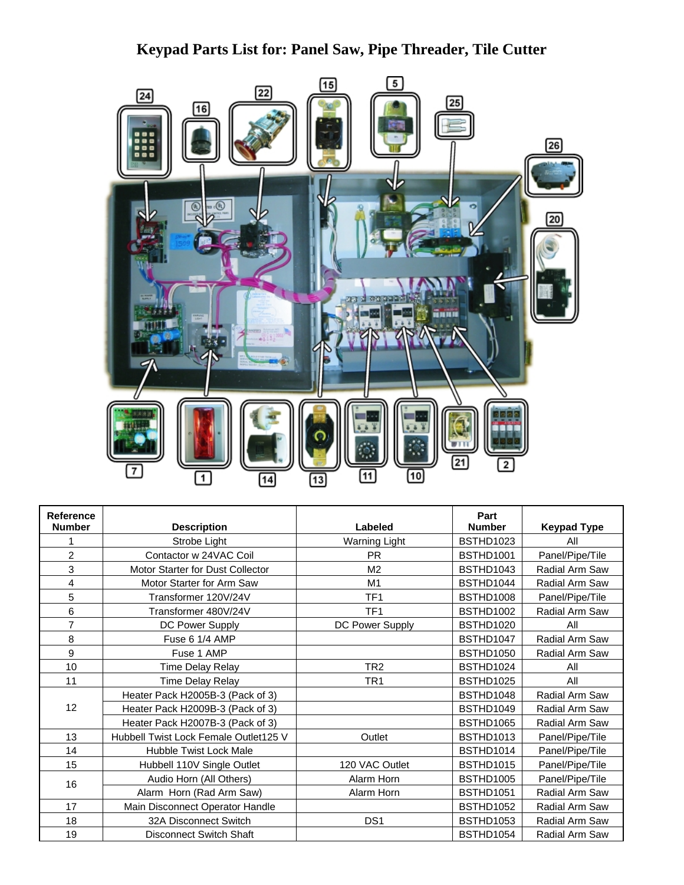# Keypad Parts List for: Panel Saw, Pipe Threader, Tile Cutter

| Reference Number | Description | Labeled | Part Number | Keypad Type |
|---|---|---|---|---|
| 1 | Strobe Light | Warning Light | BSTHD1023 | All |
| 2 | Contactor w 24VAC Coil | PR | BSTHD1001 | Panel/Pipe/Tile |
| 3 | Motor Starter for Dust Collector | M2 | BSTHD1043 | Radial Arm Saw |
| 4 | Motor Starter for Arm Saw | M1 | BSTHD1044 | Radial Arm Saw |
| 5 | Transformer 120V/24V | TF1 | BSTHD1008 | Panel/Pipe/Tile |
| 6 | Transformer 480V/24V | TF1 | BSTHD1002 | Radial Arm Saw |
| 7 | DC Power Supply | DC Power Supply | BSTHD1020 | All |
| 8 | Fuse 6 1/4 AMP | | BSTHD1047 | Radial Arm Saw |
| 9 | Fuse 1 AMP | | BSTHD1050 | Radial Arm Saw |
| 10 | Time Delay Relay | TR2 | BSTHD1024 | All |
| 11 | Time Delay Relay | TR1 | BSTHD1025 | All |
| 12 | Heater Pack H2005B-3 (Pack of 3) | | BSTHD1048 | Radial Arm Saw |
| | Heater Pack H2009B-3 (Pack of 3) | | BSTHD1049 | Radial Arm Saw |
| | Heater Pack H2007B-3 (Pack of 3) | | BSTHD1065 | Radial Arm Saw |
| 13 | Hubbell Twist Lock Female Outlet125 V | Outlet | BSTHD1013 | Panel/Pipe/Tile |
| 14 | Hubble Twist Lock Male | | BSTHD1014 | Panel/Pipe/Tile |
| 15 | Hubbell 110V Single Outlet | 120 VAC Outlet | BSTHD1015 | Panel/Pipe/Tile |
| 16 | Audio Horn (All Others) | Alarm Horn | BSTHD1005 | Panel/Pipe/Tile |
| | Alarm Horn (Rad Arm Saw) | Alarm Horn | BSTHD1051 | Radial Arm Saw |
| 17 | Main Disconnect Operator Handle | | BSTHD1052 | Radial Arm Saw |
| 18 | 32A Disconnect Switch | DS1 | BSTHD1053 | Radial Arm Saw |
| 19 | Disconnect Switch Shaft | | BSTHD1054 | Radial Arm Saw |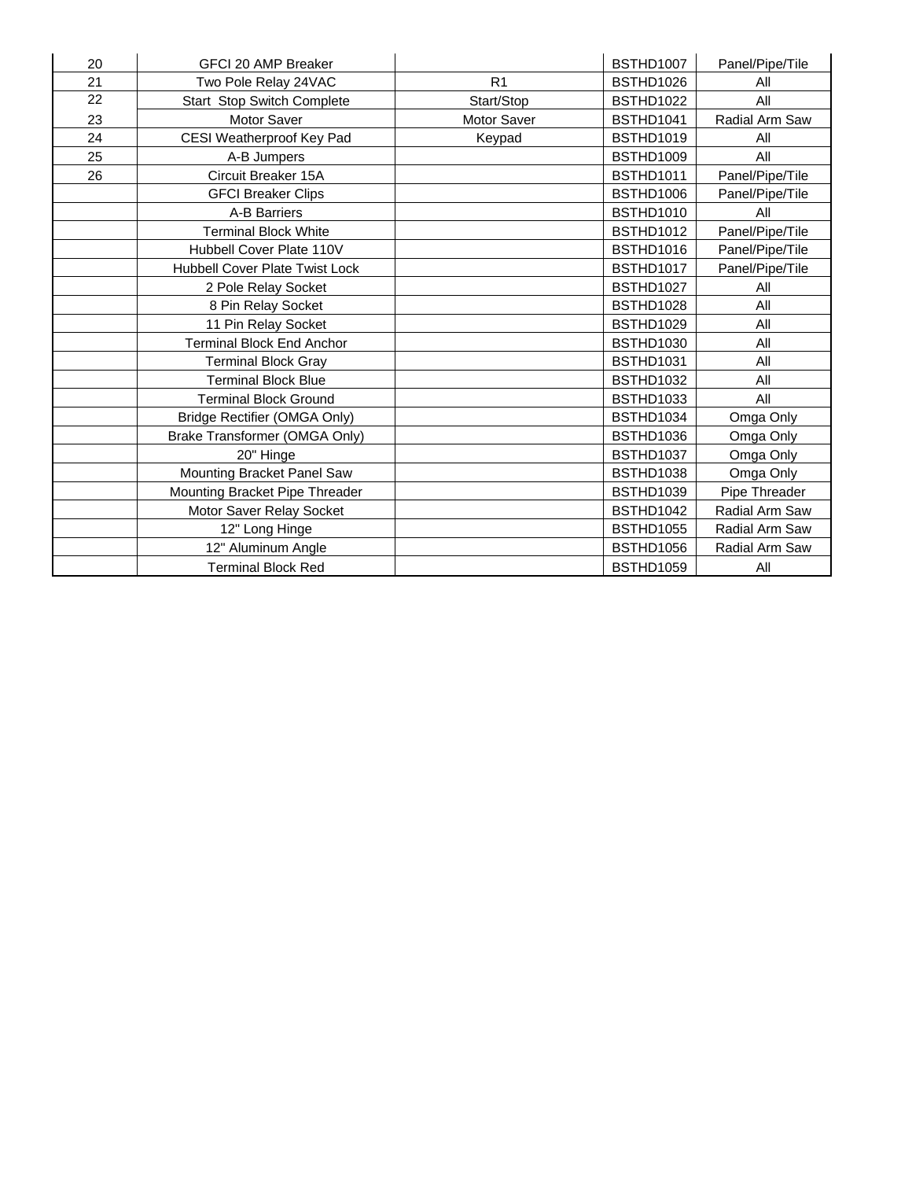| | | | | |
|---|---|---|---|---|
| 20 | GFCI 20 AMP Breaker | | BSTHD1007 | Panel/Pipe/Tile |
| 21 | Two Pole Relay 24VAC | R1 | BSTHD1026 | All |
| 22 | Start  Stop Switch Complete | Start/Stop | BSTHD1022 | All |
| 23 | Motor Saver | Motor Saver | BSTHD1041 | Radial Arm Saw |
| 24 | CESI Weatherproof Key Pad | Keypad | BSTHD1019 | All |
| 25 | A-B Jumpers | | BSTHD1009 | All |
| 26 | Circuit Breaker 15A | | BSTHD1011 | Panel/Pipe/Tile |
| | GFCI Breaker Clips | | BSTHD1006 | Panel/Pipe/Tile |
| | A-B Barriers | | BSTHD1010 | All |
| | Terminal Block White | | BSTHD1012 | Panel/Pipe/Tile |
| | Hubbell Cover Plate 110V | | BSTHD1016 | Panel/Pipe/Tile |
| | Hubbell Cover Plate Twist Lock | | BSTHD1017 | Panel/Pipe/Tile |
| | 2 Pole Relay Socket | | BSTHD1027 | All |
| | 8 Pin Relay Socket | | BSTHD1028 | All |
| | 11 Pin Relay Socket | | BSTHD1029 | All |
| | Terminal Block End Anchor | | BSTHD1030 | All |
| | Terminal Block Gray | | BSTHD1031 | All |
| | Terminal Block Blue | | BSTHD1032 | All |
| | Terminal Block Ground | | BSTHD1033 | All |
| | Bridge Rectifier (OMGA Only) | | BSTHD1034 | Omga Only |
| | Brake Transformer (OMGA Only) | | BSTHD1036 | Omga Only |
| | 20" Hinge | | BSTHD1037 | Omga Only |
| | Mounting Bracket Panel Saw | | BSTHD1038 | Omga Only |
| | Mounting Bracket Pipe Threader | | BSTHD1039 | Pipe Threader |
| | Motor Saver Relay Socket | | BSTHD1042 | Radial Arm Saw |
| | 12" Long Hinge | | BSTHD1055 | Radial Arm Saw |
| | 12" Aluminum Angle | | BSTHD1056 | Radial Arm Saw |
| | Terminal Block Red | | BSTHD1059 | All |